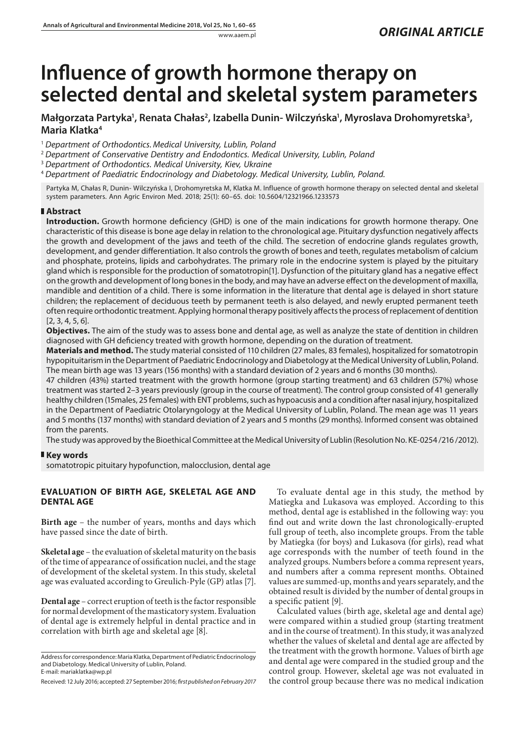# Influence of growth hormone therapy on selected dental and skeletal system parameters

**Małgorzata Partyka[1], Renata Chałas[2], Izabella Dunin- Wilczyńska[1], Myroslava Drohomyretska[3], Maria Klatka[4]**

[1] *Department of Orthodontics. Medical University, Lublin, Poland*

[2] *Department of Conservative Dentistry and Endodontics. Medical University, Lublin, Poland*

[3] *Department of Orthodontics. Medical University, Kiev, Ukraine*

[4] *Department of Paediatric Endocrinology and Diabetology. Medical University, Lublin, Poland.*

Partyka M, Chałas R, Dunin- Wilczyńska I, Drohomyretska M, Klatka M. Influence of growth hormone therapy on selected dental and skeletal system parameters. Ann Agric Environ Med. 2018; 25(1): 60–65. doi: 10.5604/12321966.1233573

## Abstract

**Introduction.** Growth hormone deficiency (GHD) is one of the main indications for growth hormone therapy. One characteristic of this disease is bone age delay in relation to the chronological age. Pituitary dysfunction negatively affects the growth and development of the jaws and teeth of the child. The secretion of endocrine glands regulates growth, development, and gender differentiation. It also controls the growth of bones and teeth, regulates metabolism of calcium and phosphate, proteins, lipids and carbohydrates. The primary role in the endocrine system is played by the pituitary gland which is responsible for the production of somatotropin[1]. Dysfunction of the pituitary gland has a negative effect on the growth and development of long bones in the body, and may have an adverse effect on the development of maxilla, mandible and dentition of a child. There is some information in the literature that dental age is delayed in short stature children; the replacement of deciduous teeth by permanent teeth is also delayed, and newly erupted permanent teeth often require orthodontic treatment. Applying hormonal therapy positively affects the process of replacement of dentition [2, 3, 4, 5, 6].

**Objectives.** The aim of the study was to assess bone and dental age, as well as analyze the state of dentition in children diagnosed with GH deficiency treated with growth hormone, depending on the duration of treatment.

**Materials and method.** The study material consisted of 110 children (27 males, 83 females), hospitalized for somatotropin hypopituitarism in the Department of Paediatric Endocrinology and Diabetology at the Medical University of Lublin, Poland. The mean birth age was 13 years (156 months) with a standard deviation of 2 years and 6 months (30 months).

47 children (43%) started treatment with the growth hormone (group starting treatment) and 63 children (57%) whose treatment was started 2–3 years previously (group in the course of treatment). The control group consisted of 41 generally healthy children (15males, 25 females) with ENT problems, such as hypoacusis and a condition after nasal injury, hospitalized in the Department of Paediatric Otolaryngology at the Medical University of Lublin, Poland. The mean age was 11 years and 5 months (137 months) with standard deviation of 2 years and 5 months (29 months). Informed consent was obtained from the parents.

The study was approved by the Bioethical Committee at the Medical University of Lublin (Resolution No. KE-0254 /216 /2012).

## Key words

somatotropic pituitary hypofunction, malocclusion, dental age

## EVALUATION OF BIRTH AGE, SKELETAL AGE AND DENTAL AGE

**Birth age** – the number of years, months and days which have passed since the date of birth.

**Skeletal age** – the evaluation of skeletal maturity on the basis of the time of appearance of ossification nuclei, and the stage of development of the skeletal system. In this study, skeletal age was evaluated according to Greulich-Pyle (GP) atlas [7].

**Dental age** – correct eruption of teeth is the factor responsible for normal development of the masticatory system. Evaluation of dental age is extremely helpful in dental practice and in correlation with birth age and skeletal age [8].

To evaluate dental age in this study, the method by Matiegka and Lukasova was employed. According to this method, dental age is established in the following way: you find out and write down the last chronologically-erupted full group of teeth, also incomplete groups. From the table by Matiegka (for boys) and Lukasova (for girls), read what age corresponds with the number of teeth found in the analyzed groups. Numbers before a comma represent years, and numbers after a comma represent months. Obtained values are summed-up, months and years separately, and the obtained result is divided by the number of dental groups in a specific patient [9].

Calculated values (birth age, skeletal age and dental age) were compared within a studied group (starting treatment and in the course of treatment). In this study, it was analyzed whether the values of skeletal and dental age are affected by the treatment with the growth hormone. Values of birth age and dental age were compared in the studied group and the control group. However, skeletal age was not evaluated in the control group because there was no medical indication

Address for correspondence: Maria Klatka, Department of Pediatric Endocrinology and Diabetology. Medical University of Lublin, Poland.
E-mail: mariaklatka@wp.pl

Received: 12 July 2016; accepted: 27 September 2016; *first published on February 2017*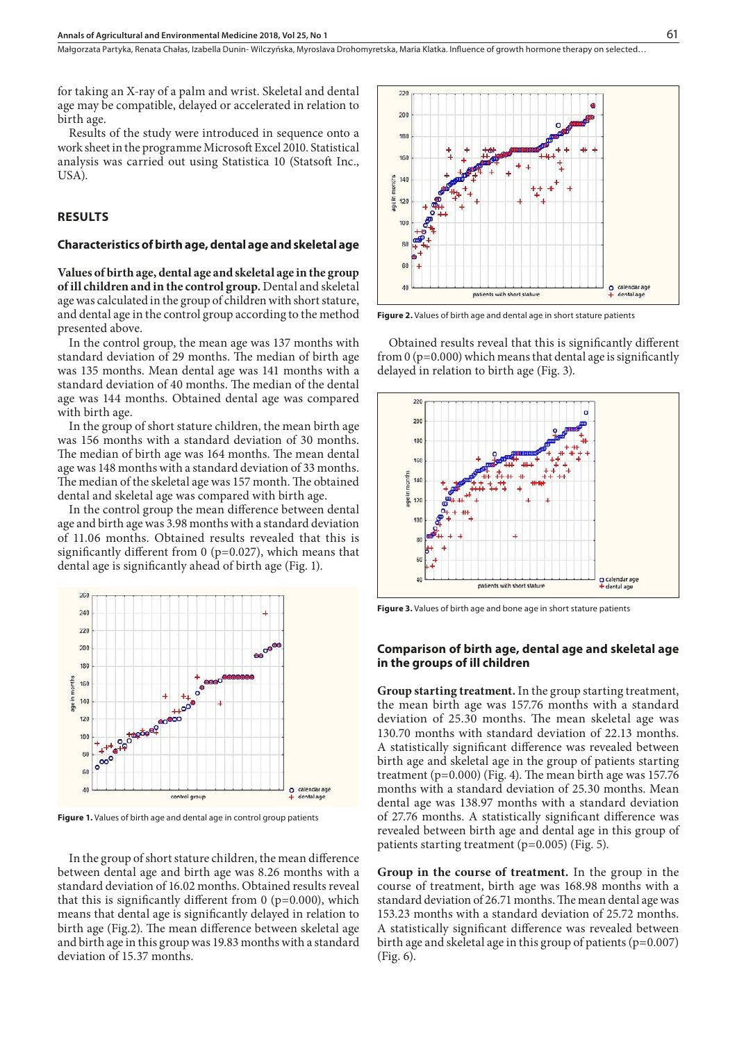for taking an X-ray of a palm and wrist. Skeletal and dental age may be compatible, delayed or accelerated in relation to birth age.

Results of the study were introduced in sequence onto a work sheet in the programme Microsoft Excel 2010. Statistical analysis was carried out using Statistica 10 (Statsoft Inc., USA).

## RESULTS

### Characteristics of birth age, dental age and skeletal age

**Values of birth age, dental age and skeletal age in the group of ill children and in the control group.** Dental and skeletal age was calculated in the group of children with short stature, and dental age in the control group according to the method presented above.

In the control group, the mean age was 137 months with standard deviation of 29 months. The median of birth age was 135 months. Mean dental age was 141 months with a standard deviation of 40 months. The median of the dental age was 144 months. Obtained dental age was compared with birth age.

In the group of short stature children, the mean birth age was 156 months with a standard deviation of 30 months. The median of birth age was 164 months. The mean dental age was 148 months with a standard deviation of 33 months. The median of the skeletal age was 157 month. The obtained dental and skeletal age was compared with birth age.

In the control group the mean difference between dental age and birth age was 3.98 months with a standard deviation of 11.06 months. Obtained results revealed that this is significantly different from 0 (p=0.027), which means that dental age is significantly ahead of birth age (Fig. 1).

**Figure 1.** Values of birth age and dental age in control group patients

In the group of short stature children, the mean difference between dental age and birth age was 8.26 months with a standard deviation of 16.02 months. Obtained results reveal that this is significantly different from 0 (p=0.000), which means that dental age is significantly delayed in relation to birth age (Fig.2). The mean difference between skeletal age and birth age in this group was 19.83 months with a standard deviation of 15.37 months.

**Figure 2.** Values of birth age and dental age in short stature patients

Obtained results reveal that this is significantly different from 0 (p=0.000) which means that dental age is significantly delayed in relation to birth age (Fig. 3).

**Figure 3.** Values of birth age and bone age in short stature patients

### Comparison of birth age, dental age and skeletal age in the groups of ill children

**Group starting treatment.** In the group starting treatment, the mean birth age was 157.76 months with a standard deviation of 25.30 months. The mean skeletal age was 130.70 months with standard deviation of 22.13 months. A statistically significant difference was revealed between birth age and skeletal age in the group of patients starting treatment (p=0.000) (Fig. 4). The mean birth age was 157.76 months with a standard deviation of 25.30 months. Mean dental age was 138.97 months with a standard deviation of 27.76 months. A statistically significant difference was revealed between birth age and dental age in this group of patients starting treatment (p=0.005) (Fig. 5).

**Group in the course of treatment.** In the group in the course of treatment, birth age was 168.98 months with a standard deviation of 26.71 months. The mean dental age was 153.23 months with a standard deviation of 25.72 months. A statistically significant difference was revealed between birth age and skeletal age in this group of patients (p=0.007) (Fig. 6).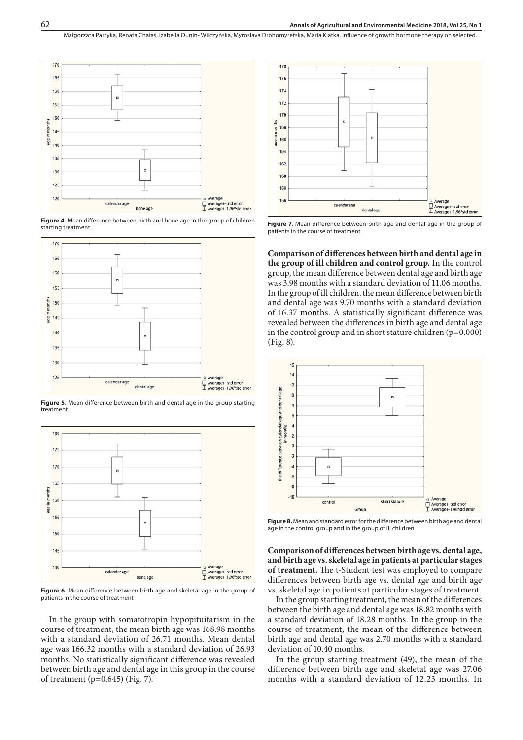**Figure 4.** Mean difference between birth and bone age in the group of children starting treatment.

**Figure 5.** Mean difference between birth and dental age in the group starting treatment

**Figure 6.** Mean difference between birth age and skeletal age in the group of patients in the course of treatment

In the group with somatotropin hypopituitarism in the course of treatment, the mean birth age was 168.98 months with a standard deviation of 26.71 months. Mean dental age was 166.32 months with a standard deviation of 26.93 months. No statistically significant difference was revealed between birth age and dental age in this group in the course of treatment (p=0.645) (Fig. 7).

**Figure 7.** Mean difference between birth age and dental age in the group of patients in the course of treatment

**Comparison of differences between birth and dental age in the group of ill children and control group.** In the control group, the mean difference between dental age and birth age was 3.98 months with a standard deviation of 11.06 months. In the group of ill children, the mean difference between birth and dental age was 9.70 months with a standard deviation of 16.37 months. A statistically significant difference was revealed between the differences in birth age and dental age in the control group and in short stature children (p=0.000) (Fig. 8).

**Figure 8.** Mean and standard error for the difference between birth age and dental age in the control group and in the group of ill children

**Comparison of differences between birth age vs. dental age, and birth age vs. skeletal age in patients at particular stages of treatment.** The t-Student test was employed to compare differences between birth age vs. dental age and birth age vs. skeletal age in patients at particular stages of treatment.

In the group starting treatment, the mean of the differences between the birth age and dental age was 18.82 months with a standard deviation of 18.28 months. In the group in the course of treatment, the mean of the difference between birth age and dental age was 2.70 months with a standard deviation of 10.40 months.

In the group starting treatment (49), the mean of the difference between birth age and skeletal age was 27.06 months with a standard deviation of 12.23 months. In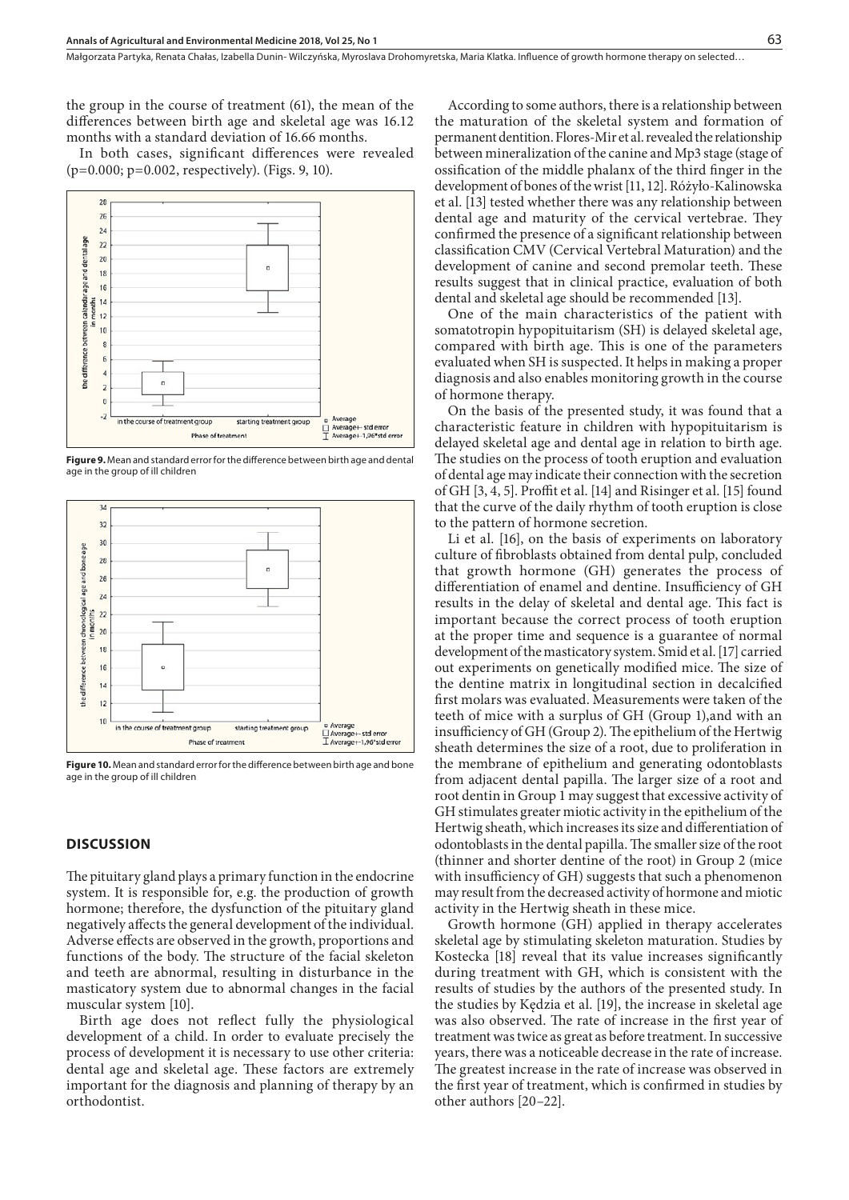the group in the course of treatment (61), the mean of the differences between birth age and skeletal age was 16.12 months with a standard deviation of 16.66 months.

In both cases, significant differences were revealed (p=0.000; p=0.002, respectively). (Figs. 9, 10).

the difference between calendar age and dental age in months

28
26
24
22
20
18
16
14
12
10
8
6
4
2
0
-2

in the course of treatment group
starting treatment group
Phase of treatment

Average
Average+-std error
Average+-1,96*std error

**Figure 9.** Mean and standard error for the difference between birth age and dental age in the group of ill children

the difference between chronological age and bone age in months

34
32
30
28
26
24
22
20
18
16
14
12
10

in the course of treatment group
starting treatment group
Phase of treatment

Average
Average+-std error
Average+-1,96*std error

**Figure 10.** Mean and standard error for the difference between birth age and bone age in the group of ill children

## DISCUSSION

The pituitary gland plays a primary function in the endocrine system. It is responsible for, e.g. the production of growth hormone; therefore, the dysfunction of the pituitary gland negatively affects the general development of the individual. Adverse effects are observed in the growth, proportions and functions of the body. The structure of the facial skeleton and teeth are abnormal, resulting in disturbance in the masticatory system due to abnormal changes in the facial muscular system [10].

Birth age does not reflect fully the physiological development of a child. In order to evaluate precisely the process of development it is necessary to use other criteria: dental age and skeletal age. These factors are extremely important for the diagnosis and planning of therapy by an orthodontist.

According to some authors, there is a relationship between the maturation of the skeletal system and formation of permanent dentition. Flores-Mir et al. revealed the relationship between mineralization of the canine and Mp3 stage (stage of ossification of the middle phalanx of the third finger in the development of bones of the wrist [11, 12]. Różyło-Kalinowska et al. [13] tested whether there was any relationship between dental age and maturity of the cervical vertebrae. They confirmed the presence of a significant relationship between classification CMV (Cervical Vertebral Maturation) and the development of canine and second premolar teeth. These results suggest that in clinical practice, evaluation of both dental and skeletal age should be recommended [13].

One of the main characteristics of the patient with somatotropin hypopituitarism (SH) is delayed skeletal age, compared with birth age. This is one of the parameters evaluated when SH is suspected. It helps in making a proper diagnosis and also enables monitoring growth in the course of hormone therapy.

On the basis of the presented study, it was found that a characteristic feature in children with hypopituitarism is delayed skeletal age and dental age in relation to birth age. The studies on the process of tooth eruption and evaluation of dental age may indicate their connection with the secretion of GH [3, 4, 5]. Proffit et al. [14] and Risinger et al. [15] found that the curve of the daily rhythm of tooth eruption is close to the pattern of hormone secretion.

Li et al. [16], on the basis of experiments on laboratory culture of fibroblasts obtained from dental pulp, concluded that growth hormone (GH) generates the process of differentiation of enamel and dentine. Insufficiency of GH results in the delay of skeletal and dental age. This fact is important because the correct process of tooth eruption at the proper time and sequence is a guarantee of normal development of the masticatory system. Smid et al. [17] carried out experiments on genetically modified mice. The size of the dentine matrix in longitudinal section in decalcified first molars was evaluated. Measurements were taken of the teeth of mice with a surplus of GH (Group 1),and with an insufficiency of GH (Group 2). The epithelium of the Hertwig sheath determines the size of a root, due to proliferation in the membrane of epithelium and generating odontoblasts from adjacent dental papilla. The larger size of a root and root dentin in Group 1 may suggest that excessive activity of GH stimulates greater miotic activity in the epithelium of the Hertwig sheath, which increases its size and differentiation of odontoblasts in the dental papilla. The smaller size of the root (thinner and shorter dentine of the root) in Group 2 (mice with insufficiency of GH) suggests that such a phenomenon may result from the decreased activity of hormone and miotic activity in the Hertwig sheath in these mice.

Growth hormone (GH) applied in therapy accelerates skeletal age by stimulating skeleton maturation. Studies by Kostecka [18] reveal that its value increases significantly during treatment with GH, which is consistent with the results of studies by the authors of the presented study. In the studies by Kędzia et al. [19], the increase in skeletal age was also observed. The rate of increase in the first year of treatment was twice as great as before treatment. In successive years, there was a noticeable decrease in the rate of increase. The greatest increase in the rate of increase was observed in the first year of treatment, which is confirmed in studies by other authors [20–22].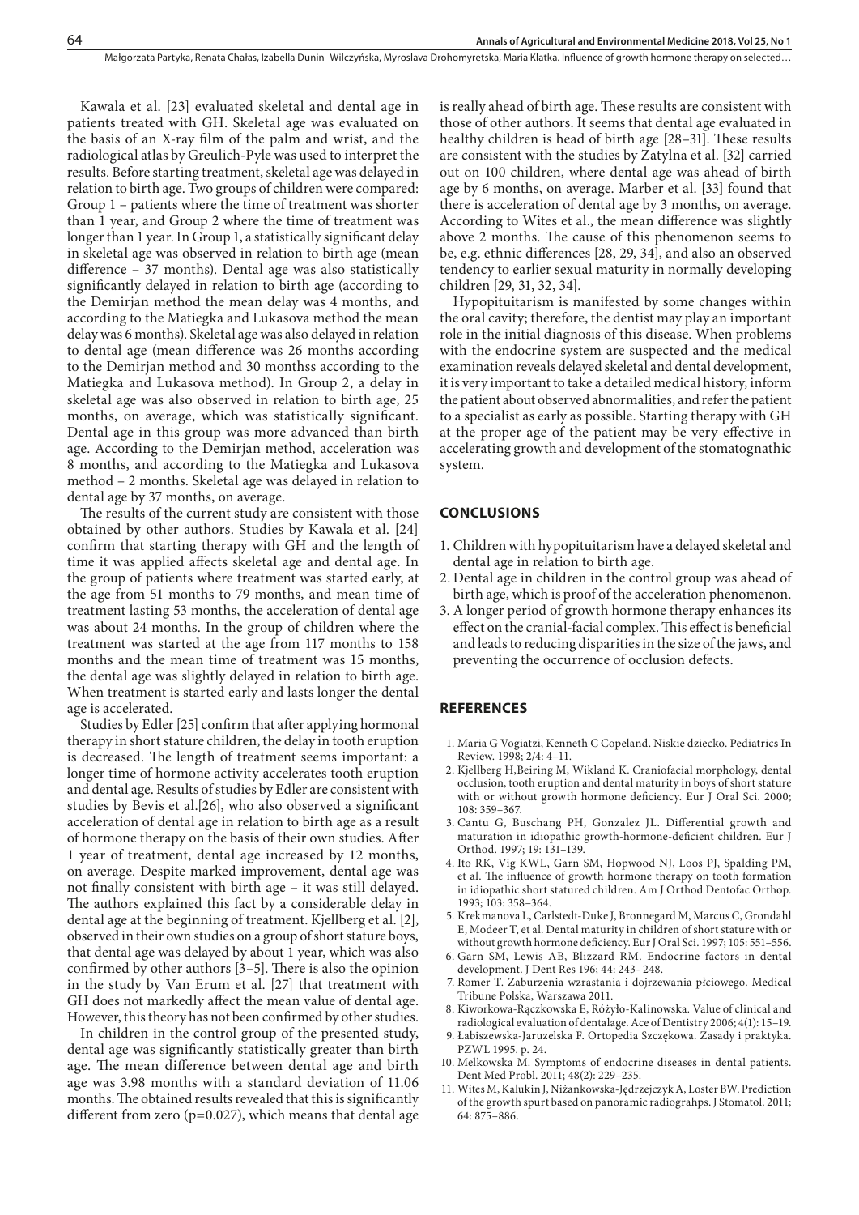Kawala et al. [23] evaluated skeletal and dental age in patients treated with GH. Skeletal age was evaluated on the basis of an X-ray film of the palm and wrist, and the radiological atlas by Greulich-Pyle was used to interpret the results. Before starting treatment, skeletal age was delayed in relation to birth age. Two groups of children were compared: Group 1 – patients where the time of treatment was shorter than 1 year, and Group 2 where the time of treatment was longer than 1 year. In Group 1, a statistically significant delay in skeletal age was observed in relation to birth age (mean difference – 37 months). Dental age was also statistically significantly delayed in relation to birth age (according to the Demirjan method the mean delay was 4 months, and according to the Matiegka and Lukasova method the mean delay was 6 months). Skeletal age was also delayed in relation to dental age (mean difference was 26 months according to the Demirjan method and 30 monthss according to the Matiegka and Lukasova method). In Group 2, a delay in skeletal age was also observed in relation to birth age, 25 months, on average, which was statistically significant. Dental age in this group was more advanced than birth age. According to the Demirjan method, acceleration was 8 months, and according to the Matiegka and Lukasova method – 2 months. Skeletal age was delayed in relation to dental age by 37 months, on average.

The results of the current study are consistent with those obtained by other authors. Studies by Kawala et al. [24] confirm that starting therapy with GH and the length of time it was applied affects skeletal age and dental age. In the group of patients where treatment was started early, at the age from 51 months to 79 months, and mean time of treatment lasting 53 months, the acceleration of dental age was about 24 months. In the group of children where the treatment was started at the age from 117 months to 158 months and the mean time of treatment was 15 months, the dental age was slightly delayed in relation to birth age. When treatment is started early and lasts longer the dental age is accelerated.

Studies by Edler [25] confirm that after applying hormonal therapy in short stature children, the delay in tooth eruption is decreased. The length of treatment seems important: a longer time of hormone activity accelerates tooth eruption and dental age. Results of studies by Edler are consistent with studies by Bevis et al.[26], who also observed a significant acceleration of dental age in relation to birth age as a result of hormone therapy on the basis of their own studies. After 1 year of treatment, dental age increased by 12 months, on average. Despite marked improvement, dental age was not finally consistent with birth age – it was still delayed. The authors explained this fact by a considerable delay in dental age at the beginning of treatment. Kjellberg et al. [2], observed in their own studies on a group of short stature boys, that dental age was delayed by about 1 year, which was also confirmed by other authors [3–5]. There is also the opinion in the study by Van Erum et al. [27] that treatment with GH does not markedly affect the mean value of dental age. However, this theory has not been confirmed by other studies.

In children in the control group of the presented study, dental age was significantly statistically greater than birth age. The mean difference between dental age and birth age was 3.98 months with a standard deviation of 11.06 months. The obtained results revealed that this is significantly different from zero (p=0.027), which means that dental age is really ahead of birth age. These results are consistent with those of other authors. It seems that dental age evaluated in healthy children is head of birth age [28–31]. These results are consistent with the studies by Zatylna et al. [32] carried out on 100 children, where dental age was ahead of birth age by 6 months, on average. Marber et al. [33] found that there is acceleration of dental age by 3 months, on average. According to Wites et al., the mean difference was slightly above 2 months. The cause of this phenomenon seems to be, e.g. ethnic differences [28, 29, 34], and also an observed tendency to earlier sexual maturity in normally developing children [29, 31, 32, 34].

Hypopituitarism is manifested by some changes within the oral cavity; therefore, the dentist may play an important role in the initial diagnosis of this disease. When problems with the endocrine system are suspected and the medical examination reveals delayed skeletal and dental development, it is very important to take a detailed medical history, inform the patient about observed abnormalities, and refer the patient to a specialist as early as possible. Starting therapy with GH at the proper age of the patient may be very effective in accelerating growth and development of the stomatognathic system.

## CONCLUSIONS

1. Children with hypopituitarism have a delayed skeletal and dental age in relation to birth age.
2. Dental age in children in the control group was ahead of birth age, which is proof of the acceleration phenomenon.
3. A longer period of growth hormone therapy enhances its effect on the cranial-facial complex. This effect is beneficial and leads to reducing disparities in the size of the jaws, and preventing the occurrence of occlusion defects.

## REFERENCES

1. Maria G Vogiatzi, Kenneth C Copeland. Niskie dziecko. Pediatrics In Review. 1998; 2/4: 4–11.
2. Kjellberg H,Beiring M, Wikland K. Craniofacial morphology, dental occlusion, tooth eruption and dental maturity in boys of short stature with or without growth hormone deficiency. Eur J Oral Sci. 2000; 108: 359–367.
3. Cantu G, Buschang PH, Gonzalez JL. Differential growth and maturation in idiopathic growth-hormone-deficient children. Eur J Orthod. 1997; 19: 131–139.
4. Ito RK, Vig KWL, Garn SM, Hopwood NJ, Loos PJ, Spalding PM, et al. The influence of growth hormone therapy on tooth formation in idiopathic short statured children. Am J Orthod Dentofac Orthop. 1993; 103: 358–364.
5. Krekmanova L, Carlstedt-Duke J, Bronnegard M, Marcus C, Grondahl E, Modeer T, et al. Dental maturity in children of short stature with or without growth hormone deficiency. Eur J Oral Sci. 1997; 105: 551–556.
6. Garn SM, Lewis AB, Blizzard RM. Endocrine factors in dental development. J Dent Res 196; 44: 243- 248.
7. Romer T. Zaburzenia wzrastania i dojrzewania płciowego. Medical Tribune Polska, Warszawa 2011.
8. Kiworkowa-Rączkowska E, Różyło-Kalinowska. Value of clinical and radiological evaluation of dentalage. Ace of Dentistry 2006; 4(1): 15–19.
9. Łabiszewska-Jaruzelska F. Ortopedia Szczękowa. Zasady i praktyka. PZWL 1995. p. 24.
10. Melkowska M. Symptoms of endocrine diseases in dental patients. Dent Med Probl. 2011; 48(2): 229–235.
11. Wites M, Kalukin J, Niżankowska-Jędrzejczyk A, Loster BW. Prediction of the growth spurt based on panoramic radiograhps. J Stomatol. 2011; 64: 875–886.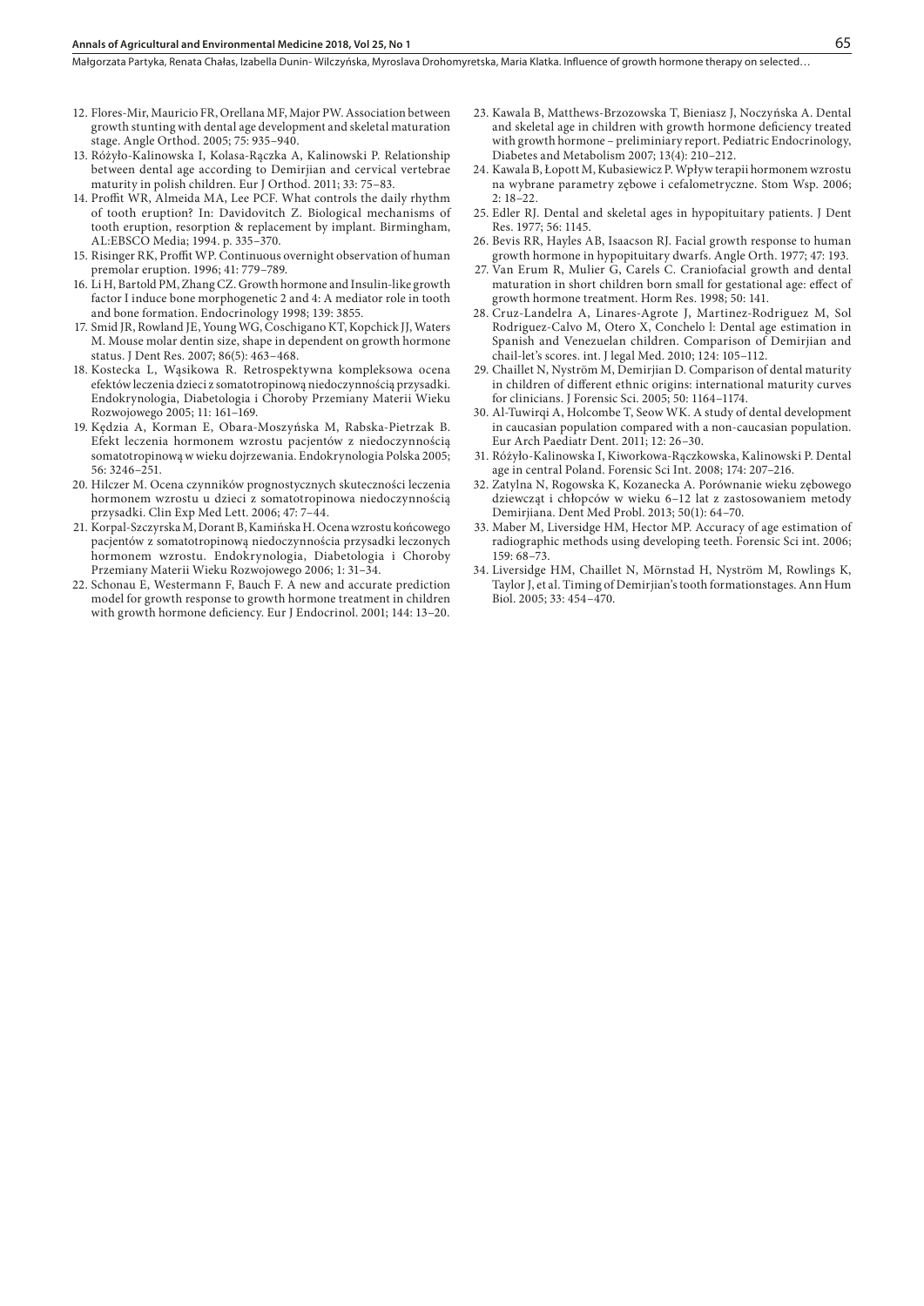12. Flores-Mir, Mauricio FR, Orellana MF, Major PW. Association between growth stunting with dental age development and skeletal maturation stage. Angle Orthod. 2005; 75: 935–940.
13. Różyło-Kalinowska I, Kolasa-Rączka A, Kalinowski P. Relationship between dental age according to Demirjian and cervical vertebrae maturity in polish children. Eur J Orthod. 2011; 33: 75–83.
14. Proffit WR, Almeida MA, Lee PCF. What controls the daily rhythm of tooth eruption? In: Davidovitch Z. Biological mechanisms of tooth eruption, resorption & replacement by implant. Birmingham, AL:EBSCO Media; 1994. p. 335–370.
15. Risinger RK, Proffit WP. Continuous overnight observation of human premolar eruption. 1996; 41: 779–789.
16. Li H, Bartold PM, Zhang CZ. Growth hormone and Insulin-like growth factor I induce bone morphogenetic 2 and 4: A mediator role in tooth and bone formation. Endocrinology 1998; 139: 3855.
17. Smid JR, Rowland JE, Young WG, Coschigano KT, Kopchick JJ, Waters M. Mouse molar dentin size, shape in dependent on growth hormone status. J Dent Res. 2007; 86(5): 463–468.
18. Kostecka L, Wąsikowa R. Retrospektywna kompleksowa ocena efektów leczenia dzieci z somatotropinową niedoczynnością przysadki. Endokrynologia, Diabetologia i Choroby Przemiany Materii Wieku Rozwojowego 2005; 11: 161–169.
19. Kędzia A, Korman E, Obara-Moszyńska M, Rabska-Pietrzak B. Efekt leczenia hormonem wzrostu pacjentów z niedoczynnością somatotropinową w wieku dojrzewania. Endokrynologia Polska 2005; 56: 3246–251.
20. Hilczer M. Ocena czynników prognostycznych skuteczności leczenia hormonem wzrostu u dzieci z somatotropinowa niedoczynnością przysadki. Clin Exp Med Lett. 2006; 47: 7–44.
21. Korpal-Szczyrska M, Dorant B, Kamińska H. Ocena wzrostu końcowego pacjentów z somatotropinową niedoczynnościa przysadki leczonych hormonem wzrostu. Endokrynologia, Diabetologia i Choroby Przemiany Materii Wieku Rozwojowego 2006; 1: 31–34.
22. Schonau E, Westermann F, Bauch F. A new and accurate prediction model for growth response to growth hormone treatment in children with growth hormone deficiency. Eur J Endocrinol. 2001; 144: 13–20.
23. Kawala B, Matthews-Brzozowska T, Bieniasz J, Noczyńska A. Dental and skeletal age in children with growth hormone deficiency treated with growth hormone – preliminiary report. Pediatric Endocrinology, Diabetes and Metabolism 2007; 13(4): 210–212.
24. Kawala B, Łopott M, Kubasiewicz P. Wpływ terapii hormonem wzrostu na wybrane parametry zębowe i cefalometryczne. Stom Wsp. 2006; 2: 18–22.
25. Edler RJ. Dental and skeletal ages in hypopituitary patients. J Dent Res. 1977; 56: 1145.
26. Bevis RR, Hayles AB, Isaacson RJ. Facial growth response to human growth hormone in hypopituitary dwarfs. Angle Orth. 1977; 47: 193.
27. Van Erum R, Mulier G, Carels C. Craniofacial growth and dental maturation in short children born small for gestational age: effect of growth hormone treatment. Horm Res. 1998; 50: 141.
28. Cruz-Landelra A, Linares-Agrote J, Martinez-Rodriguez M, Sol Rodriguez-Calvo M, Otero X, Conchelo l: Dental age estimation in Spanish and Venezuelan children. Comparison of Demirjian and chail-let's scores. int. J legal Med. 2010; 124: 105–112.
29. Chaillet N, Nyström M, Demirjian D. Comparison of dental maturity in children of different ethnic origins: international maturity curves for clinicians. J Forensic Sci. 2005; 50: 1164–1174.
30. Al-Tuwirqi A, Holcombe T, Seow WK. A study of dental development in caucasian population compared with a non-caucasian population. Eur Arch Paediatr Dent. 2011; 12: 26–30.
31. Różyło-Kalinowska I, Kiworkowa-Rączkowska, Kalinowski P. Dental age in central Poland. Forensic Sci Int. 2008; 174: 207–216.
32. Zatylna N, Rogowska K, Kozanecka A. Porównanie wieku zębowego dziewcząt i chłopców w wieku 6–12 lat z zastosowaniem metody Demirjiana. Dent Med Probl. 2013; 50(1): 64–70.
33. Maber M, Liversidge HM, Hector MP. Accuracy of age estimation of radiographic methods using developing teeth. Forensic Sci int. 2006; 159: 68–73.
34. Liversidge HM, Chaillet N, Mörnstad H, Nyström M, Rowlings K, Taylor J, et al. Timing of Demirjian's tooth formationstages. Ann Hum Biol. 2005; 33: 454–470.